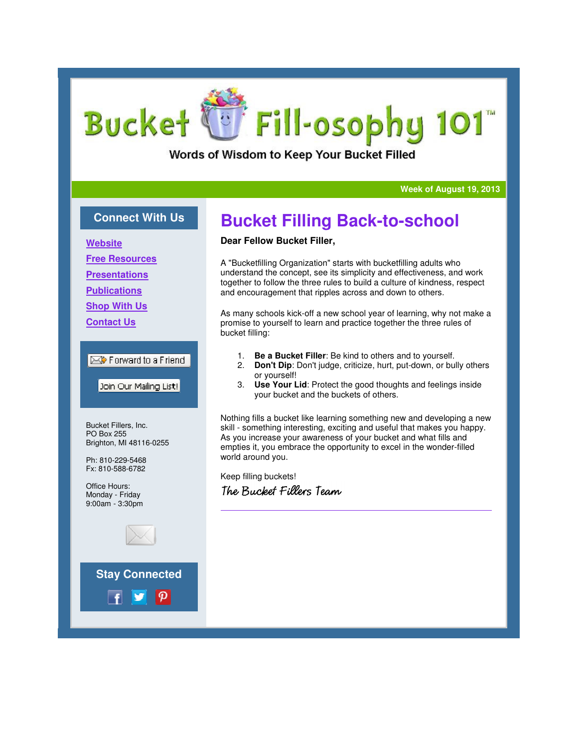# Bucket Fill-osophy 101™

Words of Wisdom to Keep Your Bucket Filled

Week of August 19, 2013

## Bucket Filling Back-to-school

**Dear Fellow Bucket Filler,**

A "Bucketfilling Organization" starts with bucketfilling adults who understand the concept, see its simplicity and effectiveness, and work together to follow the three rules to build a culture of kindness, respect and encouragement that ripples across and down to others.

As many schools kick-off a new school year of learning, why not make a promise to yourself to learn and practice together the three rules of bucket filling:

1. **Be a Bucket Filler**: Be kind to others and to yourself.
2. **Don't Dip**: Don't judge, criticize, hurt, put-down, or bully others or yourself!
3. **Use Your Lid**: Protect the good thoughts and feelings inside your bucket and the buckets of others.

Nothing fills a bucket like learning something new and developing a new skill - something interesting, exciting and useful that makes you happy. As you increase your awareness of your bucket and what fills and empties it, you embrace the opportunity to excel in the wonder-filled world around you.

Keep filling buckets!

*The Bucket Fillers Team*

---

### Connect With Us

- Website
- Free Resources
- Presentations
- Publications
- Shop With Us
- Contact Us

Forward to a Friend

Join Our Mailing List!

Bucket Fillers, Inc.
PO Box 255
Brighton, MI 48116-0255

Ph: 810-229-5468
Fx: 810-588-6782

Office Hours:
Monday - Friday
9:00am - 3:30pm

### Stay Connected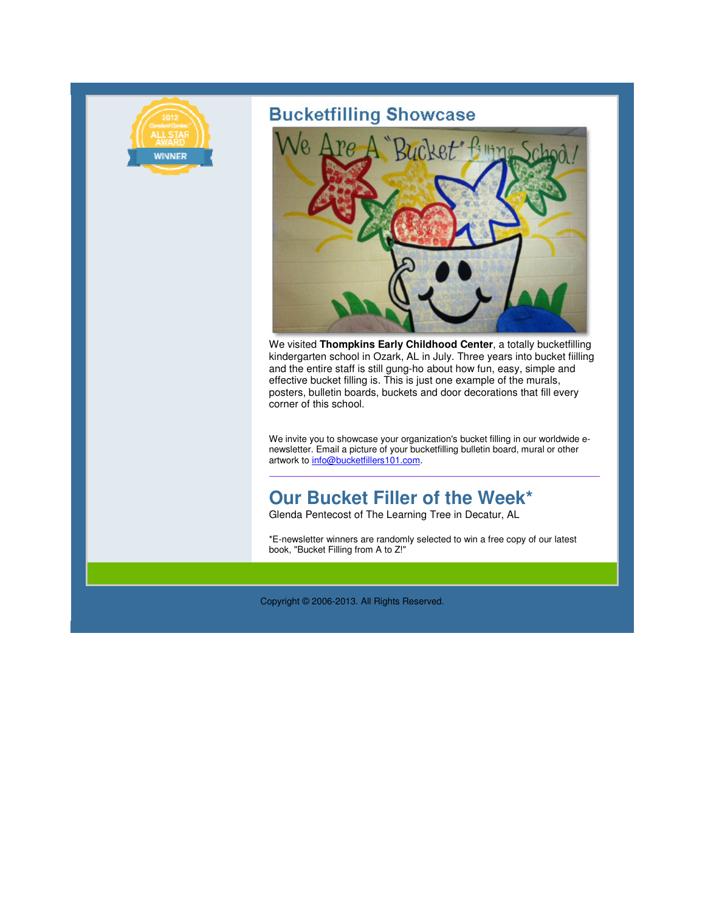## Bucketfilling Showcase

We visited **Thompkins Early Childhood Center**, a totally bucketfilling kindergarten school in Ozark, AL in July. Three years into bucket fiilling and the entire staff is still gung-ho about how fun, easy, simple and effective bucket filling is. This is just one example of the murals, posters, bulletin boards, buckets and door decorations that fill every corner of this school.

We invite you to showcase your organization's bucket filling in our worldwide e-newsletter. Email a picture of your bucketfilling bulletin board, mural or other artwork to info@bucketfillers101.com.

---

## Our Bucket Filler of the Week*

Glenda Pentecost of The Learning Tree in Decatur, AL

*E-newsletter winners are randomly selected to win a free copy of our latest book, "Bucket Filling from A to Z!"

Copyright © 2006-2013. All Rights Reserved.